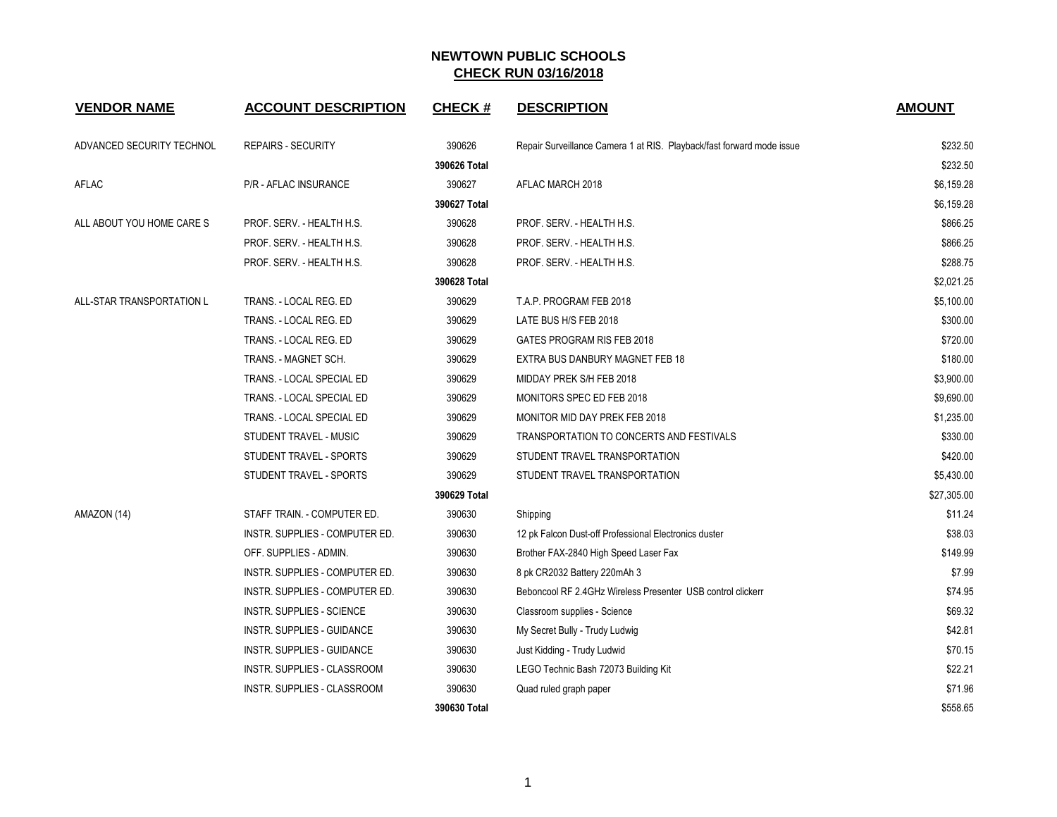# NEWTOWN PUBLIC SCHOOLS
## CHECK RUN 03/16/2018

| VENDOR NAME | ACCOUNT DESCRIPTION | CHECK # | DESCRIPTION | AMOUNT |
|---|---|---|---|---|
| ADVANCED SECURITY TECHNOL | REPAIRS - SECURITY | 390626 | Repair Surveillance Camera 1 at RIS. Playback/fast forward mode issue | $232.50 |
| | | **390626 Total** | | $232.50 |
| AFLAC | P/R - AFLAC INSURANCE | 390627 | AFLAC MARCH 2018 | $6,159.28 |
| | | **390627 Total** | | $6,159.28 |
| ALL ABOUT YOU HOME CARE S | PROF. SERV. - HEALTH H.S. | 390628 | PROF. SERV. - HEALTH H.S. | $866.25 |
| | PROF. SERV. - HEALTH H.S. | 390628 | PROF. SERV. - HEALTH H.S. | $866.25 |
| | PROF. SERV. - HEALTH H.S. | 390628 | PROF. SERV. - HEALTH H.S. | $288.75 |
| | | **390628 Total** | | $2,021.25 |
| ALL-STAR TRANSPORTATION L | TRANS. - LOCAL REG. ED | 390629 | T.A.P. PROGRAM FEB 2018 | $5,100.00 |
| | TRANS. - LOCAL REG. ED | 390629 | LATE BUS H/S FEB 2018 | $300.00 |
| | TRANS. - LOCAL REG. ED | 390629 | GATES PROGRAM RIS FEB 2018 | $720.00 |
| | TRANS. - MAGNET SCH. | 390629 | EXTRA BUS DANBURY MAGNET FEB 18 | $180.00 |
| | TRANS. - LOCAL SPECIAL ED | 390629 | MIDDAY PREK S/H FEB 2018 | $3,900.00 |
| | TRANS. - LOCAL SPECIAL ED | 390629 | MONITORS SPEC ED FEB 2018 | $9,690.00 |
| | TRANS. - LOCAL SPECIAL ED | 390629 | MONITOR MID DAY PREK FEB 2018 | $1,235.00 |
| | STUDENT TRAVEL - MUSIC | 390629 | TRANSPORTATION TO CONCERTS AND FESTIVALS | $330.00 |
| | STUDENT TRAVEL - SPORTS | 390629 | STUDENT TRAVEL TRANSPORTATION | $420.00 |
| | STUDENT TRAVEL - SPORTS | 390629 | STUDENT TRAVEL TRANSPORTATION | $5,430.00 |
| | | **390629 Total** | | $27,305.00 |
| AMAZON (14) | STAFF TRAIN. - COMPUTER ED. | 390630 | Shipping | $11.24 |
| | INSTR. SUPPLIES - COMPUTER ED. | 390630 | 12 pk Falcon Dust-off Professional Electronics duster | $38.03 |
| | OFF. SUPPLIES - ADMIN. | 390630 | Brother FAX-2840 High Speed Laser Fax | $149.99 |
| | INSTR. SUPPLIES - COMPUTER ED. | 390630 | 8 pk CR2032 Battery 220mAh 3 | $7.99 |
| | INSTR. SUPPLIES - COMPUTER ED. | 390630 | Beboncool RF 2.4GHz Wireless Presenter USB control clickerr | $74.95 |
| | INSTR. SUPPLIES - SCIENCE | 390630 | Classroom supplies - Science | $69.32 |
| | INSTR. SUPPLIES - GUIDANCE | 390630 | My Secret Bully - Trudy Ludwig | $42.81 |
| | INSTR. SUPPLIES - GUIDANCE | 390630 | Just Kidding - Trudy Ludwid | $70.15 |
| | INSTR. SUPPLIES - CLASSROOM | 390630 | LEGO Technic Bash 72073 Building Kit | $22.21 |
| | INSTR. SUPPLIES - CLASSROOM | 390630 | Quad ruled graph paper | $71.96 |
| | | **390630 Total** | | $558.65 |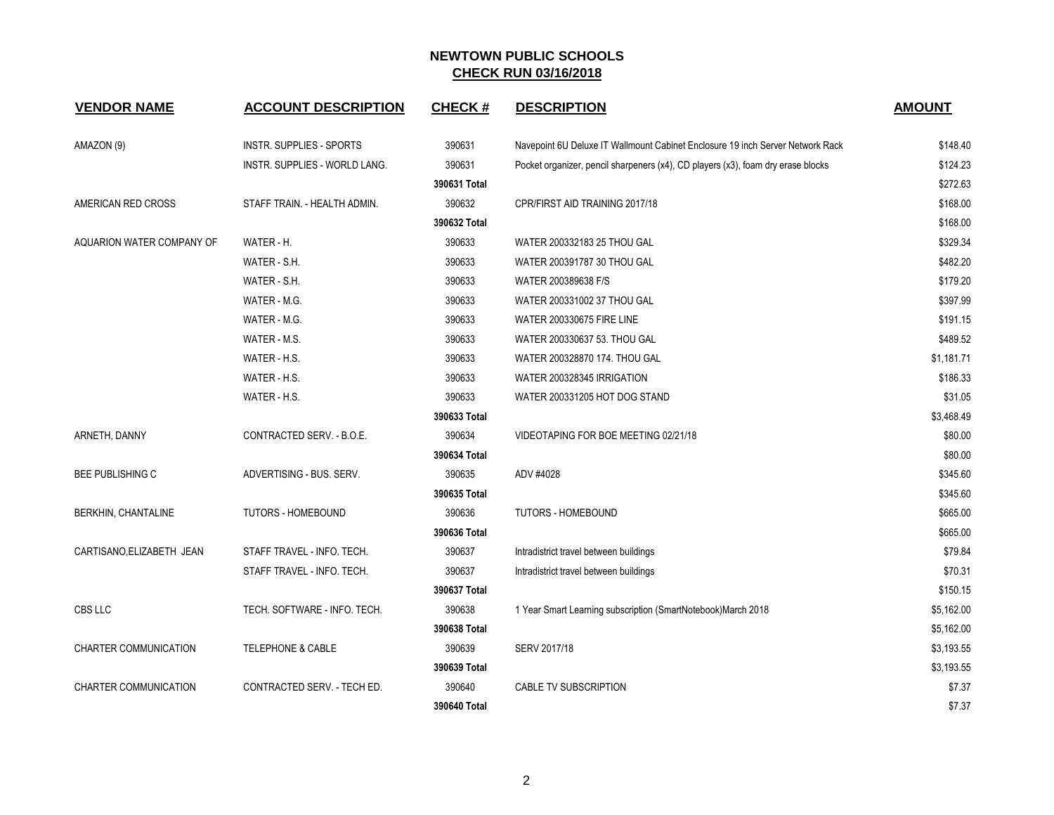# NEWTOWN PUBLIC SCHOOLS

## CHECK RUN 03/16/2018

| VENDOR NAME | ACCOUNT DESCRIPTION | CHECK # | DESCRIPTION | AMOUNT |
|---|---|---|---|---|
| AMAZON (9) | INSTR. SUPPLIES - SPORTS | 390631 | Navepoint 6U Deluxe IT Wallmount Cabinet Enclosure 19 inch Server Network Rack | $148.40 |
| | INSTR. SUPPLIES - WORLD LANG. | 390631 | Pocket organizer, pencil sharpeners (x4), CD players (x3), foam dry erase blocks | $124.23 |
| | | **390631 Total** | | $272.63 |
| AMERICAN RED CROSS | STAFF TRAIN. - HEALTH ADMIN. | 390632 | CPR/FIRST AID TRAINING 2017/18 | $168.00 |
| | | **390632 Total** | | $168.00 |
| AQUARION WATER COMPANY OF | WATER - H. | 390633 | WATER 200332183 25 THOU GAL | $329.34 |
| | WATER - S.H. | 390633 | WATER 200391787 30 THOU GAL | $482.20 |
| | WATER - S.H. | 390633 | WATER 200389638 F/S | $179.20 |
| | WATER - M.G. | 390633 | WATER 200331002 37 THOU GAL | $397.99 |
| | WATER - M.G. | 390633 | WATER 200330675 FIRE LINE | $191.15 |
| | WATER - M.S. | 390633 | WATER 200330637 53. THOU GAL | $489.52 |
| | WATER - H.S. | 390633 | WATER 200328870 174. THOU GAL | $1,181.71 |
| | WATER - H.S. | 390633 | WATER 200328345 IRRIGATION | $186.33 |
| | WATER - H.S. | 390633 | WATER 200331205 HOT DOG STAND | $31.05 |
| | | **390633 Total** | | $3,468.49 |
| ARNETH, DANNY | CONTRACTED SERV. - B.O.E. | 390634 | VIDEOTAPING FOR BOE MEETING 02/21/18 | $80.00 |
| | | **390634 Total** | | $80.00 |
| BEE PUBLISHING C | ADVERTISING - BUS. SERV. | 390635 | ADV #4028 | $345.60 |
| | | **390635 Total** | | $345.60 |
| BERKHIN, CHANTALINE | TUTORS - HOMEBOUND | 390636 | TUTORS - HOMEBOUND | $665.00 |
| | | **390636 Total** | | $665.00 |
| CARTISANO,ELIZABETH JEAN | STAFF TRAVEL - INFO. TECH. | 390637 | Intradistrict travel between buildings | $79.84 |
| | STAFF TRAVEL - INFO. TECH. | 390637 | Intradistrict travel between buildings | $70.31 |
| | | **390637 Total** | | $150.15 |
| CBS LLC | TECH. SOFTWARE - INFO. TECH. | 390638 | 1 Year Smart Learning subscription (SmartNotebook)March 2018 | $5,162.00 |
| | | **390638 Total** | | $5,162.00 |
| CHARTER COMMUNICATION | TELEPHONE & CABLE | 390639 | SERV 2017/18 | $3,193.55 |
| | | **390639 Total** | | $3,193.55 |
| CHARTER COMMUNICATION | CONTRACTED SERV. - TECH ED. | 390640 | CABLE TV SUBSCRIPTION | $7.37 |
| | | **390640 Total** | | $7.37 |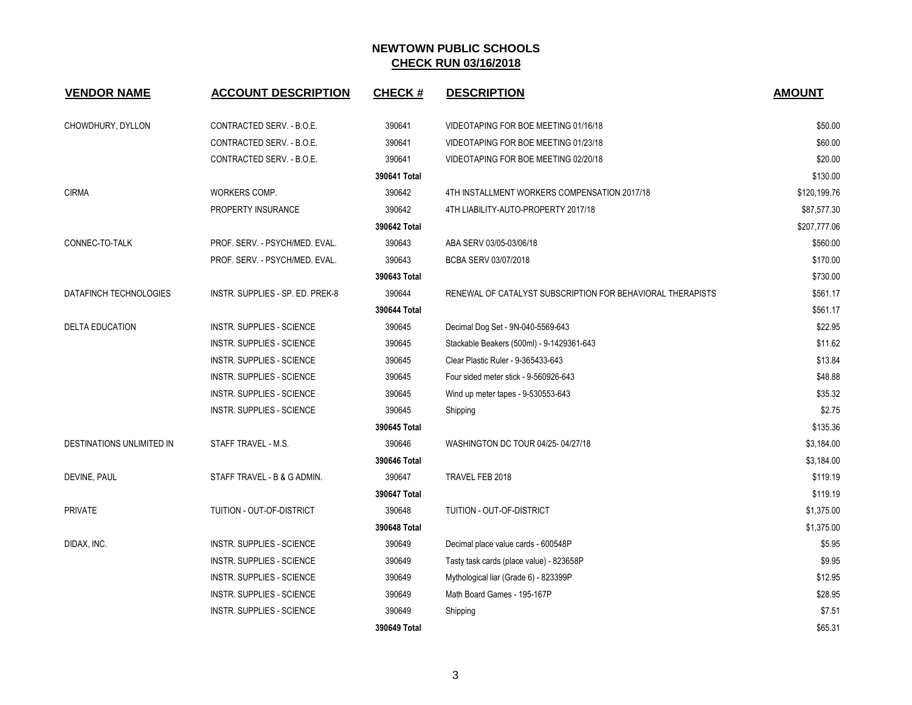# NEWTOWN PUBLIC SCHOOLS

## CHECK RUN 03/16/2018

| VENDOR NAME | ACCOUNT DESCRIPTION | CHECK # | DESCRIPTION | AMOUNT |
|---|---|---|---|---|
| CHOWDHURY, DYLLON | CONTRACTED SERV. - B.O.E. | 390641 | VIDEOTAPING FOR BOE MEETING 01/16/18 | $50.00 |
| | CONTRACTED SERV. - B.O.E. | 390641 | VIDEOTAPING FOR BOE MEETING 01/23/18 | $60.00 |
| | CONTRACTED SERV. - B.O.E. | 390641 | VIDEOTAPING FOR BOE MEETING 02/20/18 | $20.00 |
| | | **390641 Total** | | $130.00 |
| CIRMA | WORKERS COMP. | 390642 | 4TH INSTALLMENT WORKERS COMPENSATION 2017/18 | $120,199.76 |
| | PROPERTY INSURANCE | 390642 | 4TH LIABILITY-AUTO-PROPERTY 2017/18 | $87,577.30 |
| | | **390642 Total** | | $207,777.06 |
| CONNEC-TO-TALK | PROF. SERV. - PSYCH/MED. EVAL. | 390643 | ABA SERV 03/05-03/06/18 | $560.00 |
| | PROF. SERV. - PSYCH/MED. EVAL. | 390643 | BCBA SERV 03/07/2018 | $170.00 |
| | | **390643 Total** | | $730.00 |
| DATAFINCH TECHNOLOGIES | INSTR. SUPPLIES - SP. ED. PREK-8 | 390644 | RENEWAL OF CATALYST SUBSCRIPTION FOR BEHAVIORAL THERAPISTS | $561.17 |
| | | **390644 Total** | | $561.17 |
| DELTA EDUCATION | INSTR. SUPPLIES - SCIENCE | 390645 | Decimal Dog Set - 9N-040-5569-643 | $22.95 |
| | INSTR. SUPPLIES - SCIENCE | 390645 | Stackable Beakers (500ml) - 9-1429361-643 | $11.62 |
| | INSTR. SUPPLIES - SCIENCE | 390645 | Clear Plastic Ruler - 9-365433-643 | $13.84 |
| | INSTR. SUPPLIES - SCIENCE | 390645 | Four sided meter stick - 9-560926-643 | $48.88 |
| | INSTR. SUPPLIES - SCIENCE | 390645 | Wind up meter tapes - 9-530553-643 | $35.32 |
| | INSTR. SUPPLIES - SCIENCE | 390645 | Shipping | $2.75 |
| | | **390645 Total** | | $135.36 |
| DESTINATIONS UNLIMITED IN | STAFF TRAVEL - M.S. | 390646 | WASHINGTON DC TOUR 04/25- 04/27/18 | $3,184.00 |
| | | **390646 Total** | | $3,184.00 |
| DEVINE, PAUL | STAFF TRAVEL - B & G ADMIN. | 390647 | TRAVEL FEB 2018 | $119.19 |
| | | **390647 Total** | | $119.19 |
| PRIVATE | TUITION - OUT-OF-DISTRICT | 390648 | TUITION - OUT-OF-DISTRICT | $1,375.00 |
| | | **390648 Total** | | $1,375.00 |
| DIDAX, INC. | INSTR. SUPPLIES - SCIENCE | 390649 | Decimal place value cards - 600548P | $5.95 |
| | INSTR. SUPPLIES - SCIENCE | 390649 | Tasty task cards (place value) - 823658P | $9.95 |
| | INSTR. SUPPLIES - SCIENCE | 390649 | Mythological liar (Grade 6) - 823399P | $12.95 |
| | INSTR. SUPPLIES - SCIENCE | 390649 | Math Board Games - 195-167P | $28.95 |
| | INSTR. SUPPLIES - SCIENCE | 390649 | Shipping | $7.51 |
| | | **390649 Total** | | $65.31 |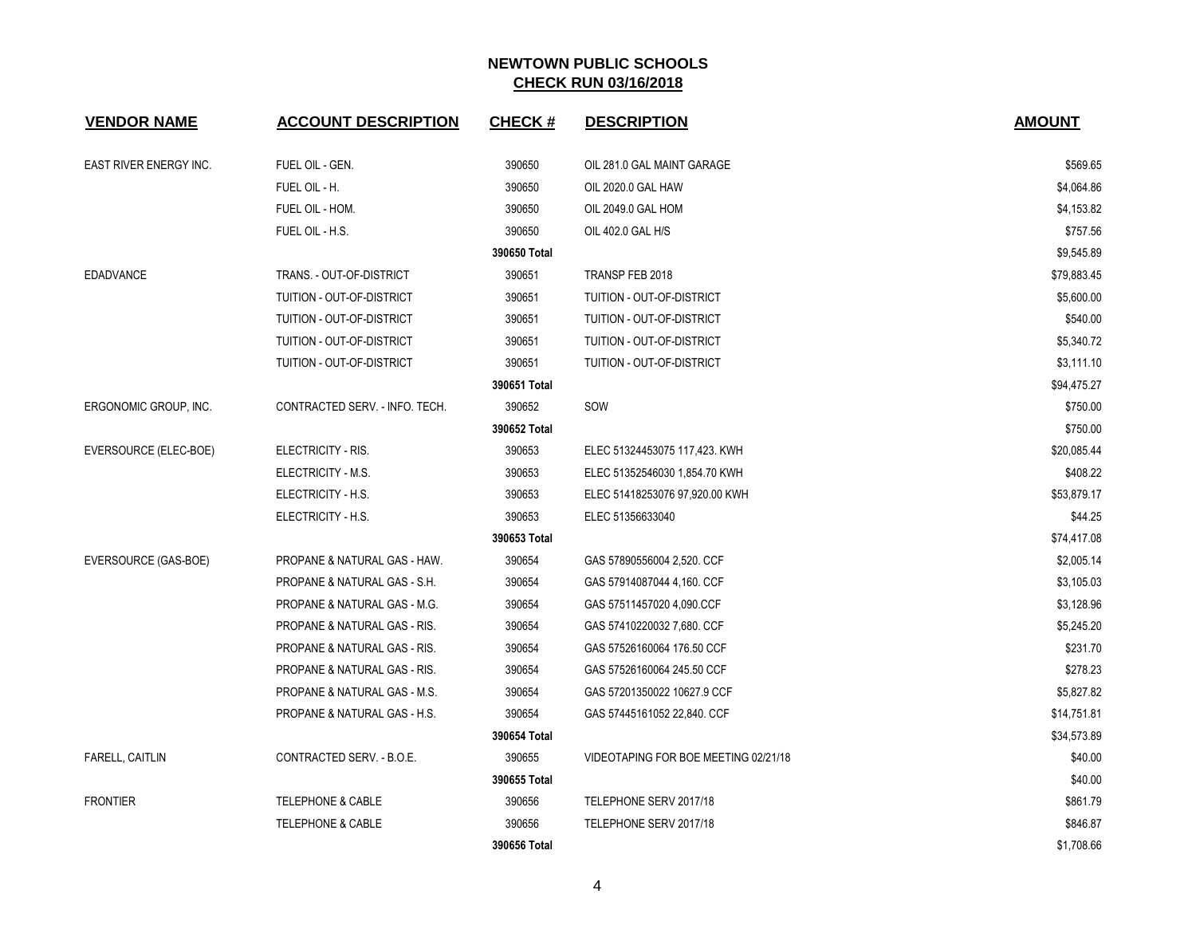# NEWTOWN PUBLIC SCHOOLS

## CHECK RUN 03/16/2018

| VENDOR NAME | ACCOUNT DESCRIPTION | CHECK # | DESCRIPTION | AMOUNT |
|---|---|---|---|---|
| EAST RIVER ENERGY INC. | FUEL OIL - GEN. | 390650 | OIL 281.0 GAL MAINT GARAGE | $569.65 |
| | FUEL OIL - H. | 390650 | OIL 2020.0 GAL HAW | $4,064.86 |
| | FUEL OIL - HOM. | 390650 | OIL 2049.0 GAL HOM | $4,153.82 |
| | FUEL OIL - H.S. | 390650 | OIL 402.0 GAL H/S | $757.56 |
| | | **390650 Total** | | $9,545.89 |
| EDADVANCE | TRANS. - OUT-OF-DISTRICT | 390651 | TRANSP FEB 2018 | $79,883.45 |
| | TUITION - OUT-OF-DISTRICT | 390651 | TUITION - OUT-OF-DISTRICT | $5,600.00 |
| | TUITION - OUT-OF-DISTRICT | 390651 | TUITION - OUT-OF-DISTRICT | $540.00 |
| | TUITION - OUT-OF-DISTRICT | 390651 | TUITION - OUT-OF-DISTRICT | $5,340.72 |
| | TUITION - OUT-OF-DISTRICT | 390651 | TUITION - OUT-OF-DISTRICT | $3,111.10 |
| | | **390651 Total** | | $94,475.27 |
| ERGONOMIC GROUP, INC. | CONTRACTED SERV. - INFO. TECH. | 390652 | SOW | $750.00 |
| | | **390652 Total** | | $750.00 |
| EVERSOURCE (ELEC-BOE) | ELECTRICITY - RIS. | 390653 | ELEC 51324453075 117,423. KWH | $20,085.44 |
| | ELECTRICITY - M.S. | 390653 | ELEC 51352546030 1,854.70 KWH | $408.22 |
| | ELECTRICITY - H.S. | 390653 | ELEC 51418253076 97,920.00 KWH | $53,879.17 |
| | ELECTRICITY - H.S. | 390653 | ELEC 51356633040 | $44.25 |
| | | **390653 Total** | | $74,417.08 |
| EVERSOURCE (GAS-BOE) | PROPANE & NATURAL GAS - HAW. | 390654 | GAS 57890556004 2,520. CCF | $2,005.14 |
| | PROPANE & NATURAL GAS - S.H. | 390654 | GAS 57914087044 4,160. CCF | $3,105.03 |
| | PROPANE & NATURAL GAS - M.G. | 390654 | GAS 57511457020 4,090.CCF | $3,128.96 |
| | PROPANE & NATURAL GAS - RIS. | 390654 | GAS 57410220032 7,680. CCF | $5,245.20 |
| | PROPANE & NATURAL GAS - RIS. | 390654 | GAS 57526160064 176.50 CCF | $231.70 |
| | PROPANE & NATURAL GAS - RIS. | 390654 | GAS 57526160064 245.50 CCF | $278.23 |
| | PROPANE & NATURAL GAS - M.S. | 390654 | GAS 57201350022 10627.9 CCF | $5,827.82 |
| | PROPANE & NATURAL GAS - H.S. | 390654 | GAS 57445161052 22,840. CCF | $14,751.81 |
| | | **390654 Total** | | $34,573.89 |
| FARELL, CAITLIN | CONTRACTED SERV. - B.O.E. | 390655 | VIDEOTAPING FOR BOE MEETING 02/21/18 | $40.00 |
| | | **390655 Total** | | $40.00 |
| FRONTIER | TELEPHONE & CABLE | 390656 | TELEPHONE SERV 2017/18 | $861.79 |
| | TELEPHONE & CABLE | 390656 | TELEPHONE SERV 2017/18 | $846.87 |
| | | **390656 Total** | | $1,708.66 |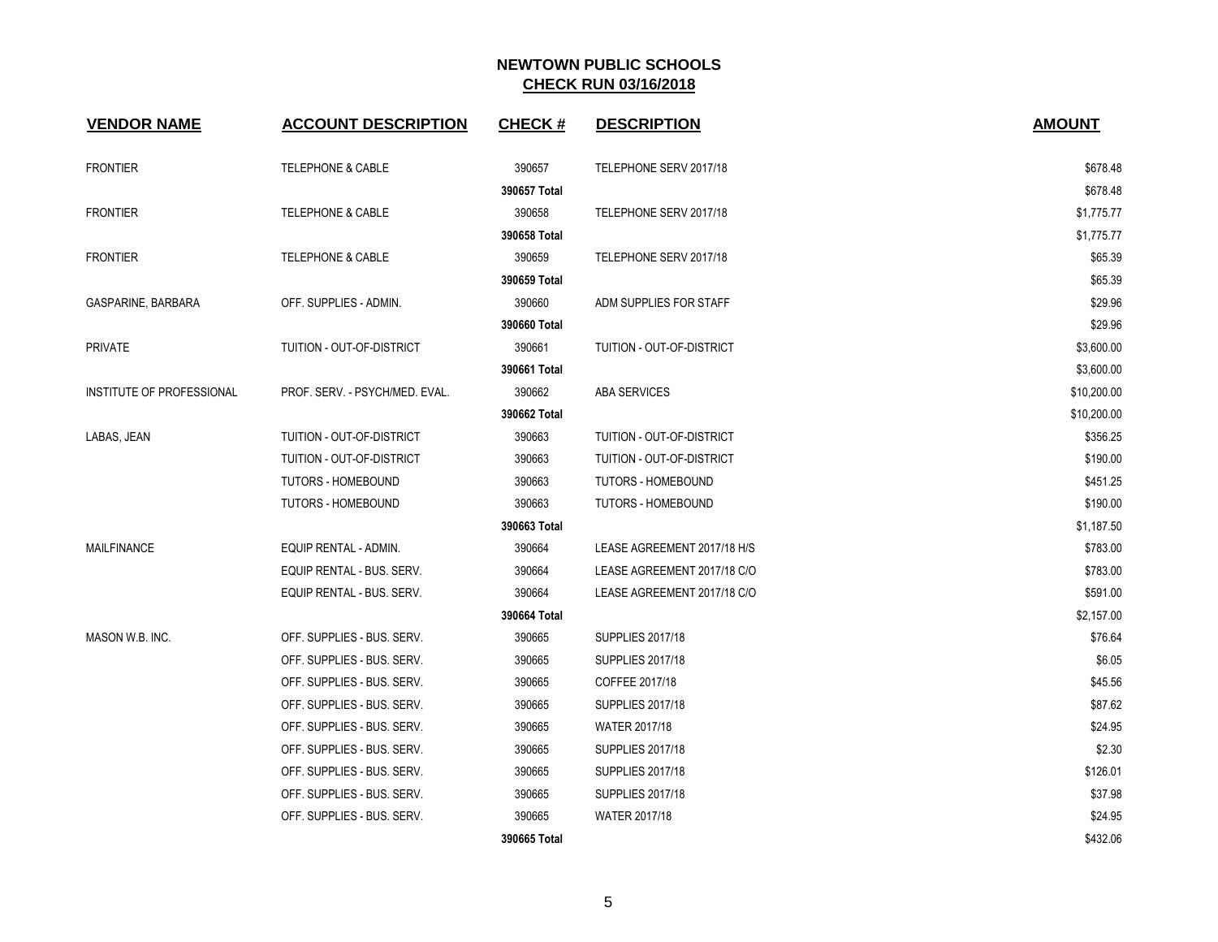# NEWTOWN PUBLIC SCHOOLS

## CHECK RUN 03/16/2018

| VENDOR NAME | ACCOUNT DESCRIPTION | CHECK # | DESCRIPTION | AMOUNT |
|---|---|---|---|---|
| FRONTIER | TELEPHONE & CABLE | 390657 | TELEPHONE SERV 2017/18 | $678.48 |
| | | **390657 Total** | | $678.48 |
| FRONTIER | TELEPHONE & CABLE | 390658 | TELEPHONE SERV 2017/18 | $1,775.77 |
| | | **390658 Total** | | $1,775.77 |
| FRONTIER | TELEPHONE & CABLE | 390659 | TELEPHONE SERV 2017/18 | $65.39 |
| | | **390659 Total** | | $65.39 |
| GASPARINE, BARBARA | OFF. SUPPLIES - ADMIN. | 390660 | ADM SUPPLIES FOR STAFF | $29.96 |
| | | **390660 Total** | | $29.96 |
| PRIVATE | TUITION - OUT-OF-DISTRICT | 390661 | TUITION - OUT-OF-DISTRICT | $3,600.00 |
| | | **390661 Total** | | $3,600.00 |
| INSTITUTE OF PROFESSIONAL | PROF. SERV. - PSYCH/MED. EVAL. | 390662 | ABA SERVICES | $10,200.00 |
| | | **390662 Total** | | $10,200.00 |
| LABAS, JEAN | TUITION - OUT-OF-DISTRICT | 390663 | TUITION - OUT-OF-DISTRICT | $356.25 |
| | TUITION - OUT-OF-DISTRICT | 390663 | TUITION - OUT-OF-DISTRICT | $190.00 |
| | TUTORS - HOMEBOUND | 390663 | TUTORS - HOMEBOUND | $451.25 |
| | TUTORS - HOMEBOUND | 390663 | TUTORS - HOMEBOUND | $190.00 |
| | | **390663 Total** | | $1,187.50 |
| MAILFINANCE | EQUIP RENTAL - ADMIN. | 390664 | LEASE AGREEMENT 2017/18 H/S | $783.00 |
| | EQUIP RENTAL - BUS. SERV. | 390664 | LEASE AGREEMENT 2017/18 C/O | $783.00 |
| | EQUIP RENTAL - BUS. SERV. | 390664 | LEASE AGREEMENT 2017/18 C/O | $591.00 |
| | | **390664 Total** | | $2,157.00 |
| MASON W.B. INC. | OFF. SUPPLIES - BUS. SERV. | 390665 | SUPPLIES 2017/18 | $76.64 |
| | OFF. SUPPLIES - BUS. SERV. | 390665 | SUPPLIES 2017/18 | $6.05 |
| | OFF. SUPPLIES - BUS. SERV. | 390665 | COFFEE 2017/18 | $45.56 |
| | OFF. SUPPLIES - BUS. SERV. | 390665 | SUPPLIES 2017/18 | $87.62 |
| | OFF. SUPPLIES - BUS. SERV. | 390665 | WATER 2017/18 | $24.95 |
| | OFF. SUPPLIES - BUS. SERV. | 390665 | SUPPLIES 2017/18 | $2.30 |
| | OFF. SUPPLIES - BUS. SERV. | 390665 | SUPPLIES 2017/18 | $126.01 |
| | OFF. SUPPLIES - BUS. SERV. | 390665 | SUPPLIES 2017/18 | $37.98 |
| | OFF. SUPPLIES - BUS. SERV. | 390665 | WATER 2017/18 | $24.95 |
| | | **390665 Total** | | $432.06 |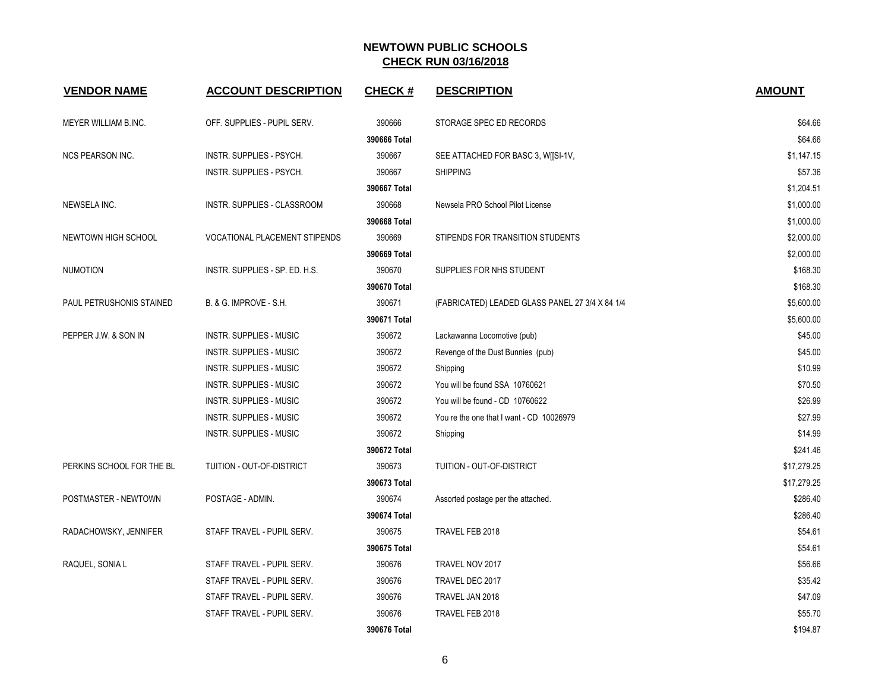# NEWTOWN PUBLIC SCHOOLS

## CHECK RUN 03/16/2018

| VENDOR NAME | ACCOUNT DESCRIPTION | CHECK # | DESCRIPTION | AMOUNT |
|---|---|---|---|---|
| MEYER WILLIAM B.INC. | OFF. SUPPLIES - PUPIL SERV. | 390666 | STORAGE SPEC ED RECORDS | $64.66 |
| | | **390666 Total** | | $64.66 |
| NCS PEARSON INC. | INSTR. SUPPLIES - PSYCH. | 390667 | SEE ATTACHED FOR BASC 3, W[[SI-1V, | $1,147.15 |
| | INSTR. SUPPLIES - PSYCH. | 390667 | SHIPPING | $57.36 |
| | | **390667 Total** | | $1,204.51 |
| NEWSELA INC. | INSTR. SUPPLIES - CLASSROOM | 390668 | Newsela PRO School Pilot License | $1,000.00 |
| | | **390668 Total** | | $1,000.00 |
| NEWTOWN HIGH SCHOOL | VOCATIONAL PLACEMENT STIPENDS | 390669 | STIPENDS FOR TRANSITION STUDENTS | $2,000.00 |
| | | **390669 Total** | | $2,000.00 |
| NUMOTION | INSTR. SUPPLIES - SP. ED. H.S. | 390670 | SUPPLIES FOR NHS STUDENT | $168.30 |
| | | **390670 Total** | | $168.30 |
| PAUL PETRUSHONIS STAINED | B. & G. IMPROVE - S.H. | 390671 | (FABRICATED) LEADED GLASS PANEL 27 3/4 X 84 1/4 | $5,600.00 |
| | | **390671 Total** | | $5,600.00 |
| PEPPER J.W. & SON IN | INSTR. SUPPLIES - MUSIC | 390672 | Lackawanna Locomotive (pub) | $45.00 |
| | INSTR. SUPPLIES - MUSIC | 390672 | Revenge of the Dust Bunnies (pub) | $45.00 |
| | INSTR. SUPPLIES - MUSIC | 390672 | Shipping | $10.99 |
| | INSTR. SUPPLIES - MUSIC | 390672 | You will be found SSA 10760621 | $70.50 |
| | INSTR. SUPPLIES - MUSIC | 390672 | You will be found - CD 10760622 | $26.99 |
| | INSTR. SUPPLIES - MUSIC | 390672 | You re the one that I want - CD 10026979 | $27.99 |
| | INSTR. SUPPLIES - MUSIC | 390672 | Shipping | $14.99 |
| | | **390672 Total** | | $241.46 |
| PERKINS SCHOOL FOR THE BL | TUITION - OUT-OF-DISTRICT | 390673 | TUITION - OUT-OF-DISTRICT | $17,279.25 |
| | | **390673 Total** | | $17,279.25 |
| POSTMASTER - NEWTOWN | POSTAGE - ADMIN. | 390674 | Assorted postage per the attached. | $286.40 |
| | | **390674 Total** | | $286.40 |
| RADACHOWSKY, JENNIFER | STAFF TRAVEL - PUPIL SERV. | 390675 | TRAVEL FEB 2018 | $54.61 |
| | | **390675 Total** | | $54.61 |
| RAQUEL, SONIA L | STAFF TRAVEL - PUPIL SERV. | 390676 | TRAVEL NOV 2017 | $56.66 |
| | STAFF TRAVEL - PUPIL SERV. | 390676 | TRAVEL DEC 2017 | $35.42 |
| | STAFF TRAVEL - PUPIL SERV. | 390676 | TRAVEL JAN 2018 | $47.09 |
| | STAFF TRAVEL - PUPIL SERV. | 390676 | TRAVEL FEB 2018 | $55.70 |
| | | **390676 Total** | | $194.87 |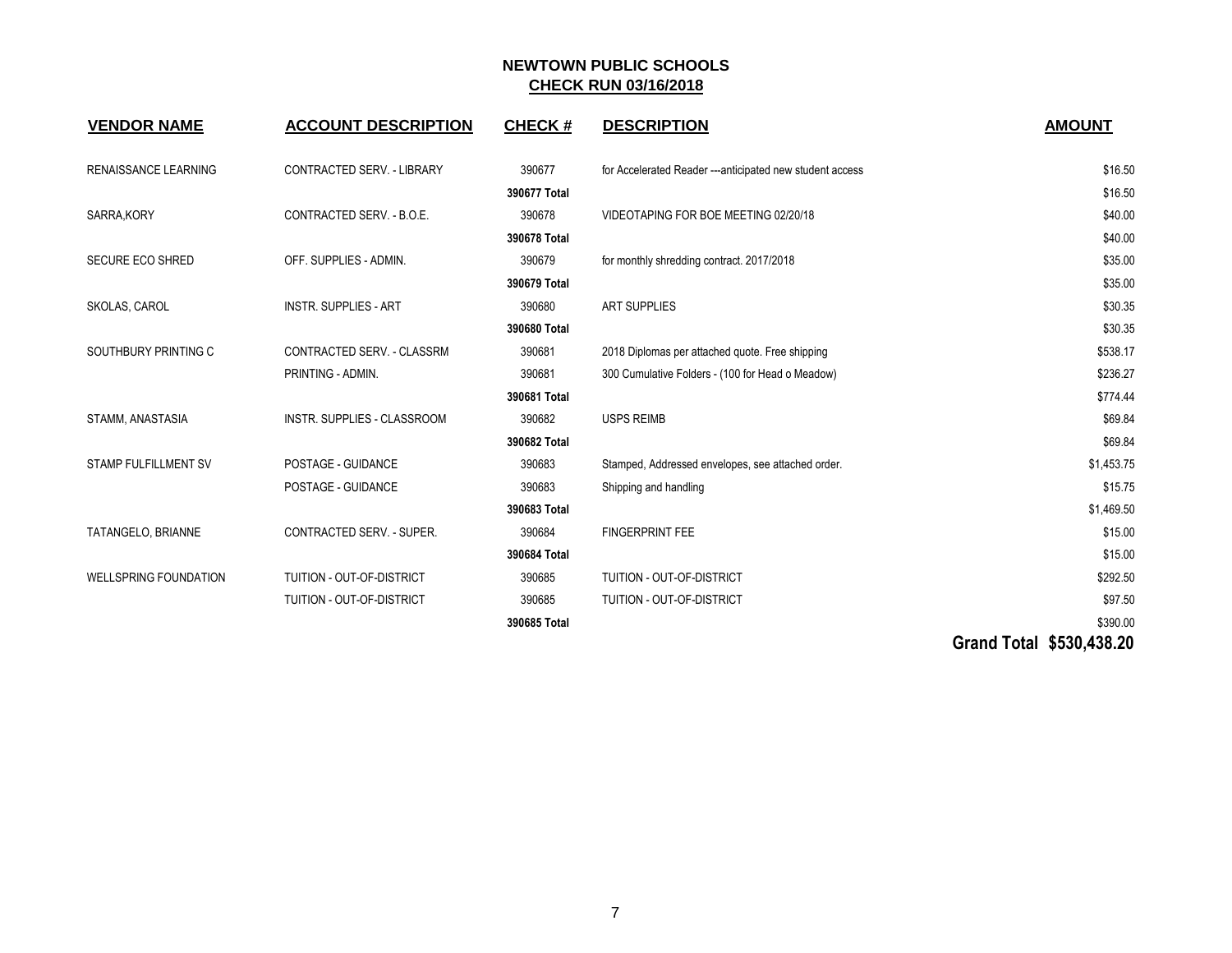**NEWTOWN PUBLIC SCHOOLS**
**CHECK RUN 03/16/2018**

| VENDOR NAME | ACCOUNT DESCRIPTION | CHECK # | DESCRIPTION | AMOUNT |
|---|---|---|---|---|
| RENAISSANCE LEARNING | CONTRACTED SERV. - LIBRARY | 390677 | for Accelerated Reader ---anticipated new student access | $16.50 |
| | | **390677 Total** | | $16.50 |
| SARRA,KORY | CONTRACTED SERV. - B.O.E. | 390678 | VIDEOTAPING FOR BOE MEETING 02/20/18 | $40.00 |
| | | **390678 Total** | | $40.00 |
| SECURE ECO SHRED | OFF. SUPPLIES - ADMIN. | 390679 | for monthly shredding contract. 2017/2018 | $35.00 |
| | | **390679 Total** | | $35.00 |
| SKOLAS, CAROL | INSTR. SUPPLIES - ART | 390680 | ART SUPPLIES | $30.35 |
| | | **390680 Total** | | $30.35 |
| SOUTHBURY PRINTING C | CONTRACTED SERV. - CLASSRM | 390681 | 2018 Diplomas per attached quote. Free shipping | $538.17 |
| | PRINTING - ADMIN. | 390681 | 300 Cumulative Folders - (100 for Head o Meadow) | $236.27 |
| | | **390681 Total** | | $774.44 |
| STAMM, ANASTASIA | INSTR. SUPPLIES - CLASSROOM | 390682 | USPS REIMB | $69.84 |
| | | **390682 Total** | | $69.84 |
| STAMP FULFILLMENT SV | POSTAGE - GUIDANCE | 390683 | Stamped, Addressed envelopes, see attached order. | $1,453.75 |
| | POSTAGE - GUIDANCE | 390683 | Shipping and handling | $15.75 |
| | | **390683 Total** | | $1,469.50 |
| TATANGELO, BRIANNE | CONTRACTED SERV. - SUPER. | 390684 | FINGERPRINT FEE | $15.00 |
| | | **390684 Total** | | $15.00 |
| WELLSPRING FOUNDATION | TUITION - OUT-OF-DISTRICT | 390685 | TUITION - OUT-OF-DISTRICT | $292.50 |
| | TUITION - OUT-OF-DISTRICT | 390685 | TUITION - OUT-OF-DISTRICT | $97.50 |
| | | **390685 Total** | | $390.00 |
| | | | **Grand Total** | **$530,438.20** |